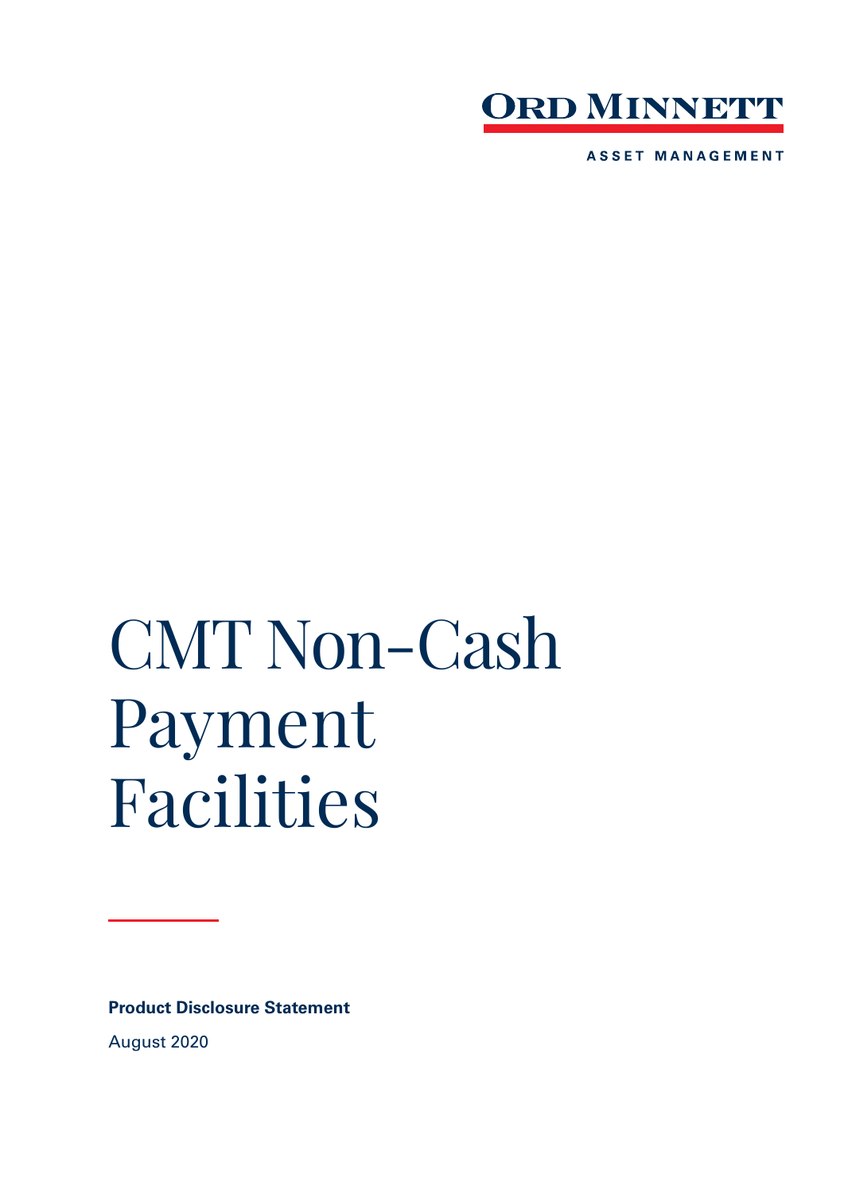ORD MINNETT

ASSET MANAGEMENT

# CMT Non-Cash Payment Facilities

**Product Disclosure Statement**

August 2020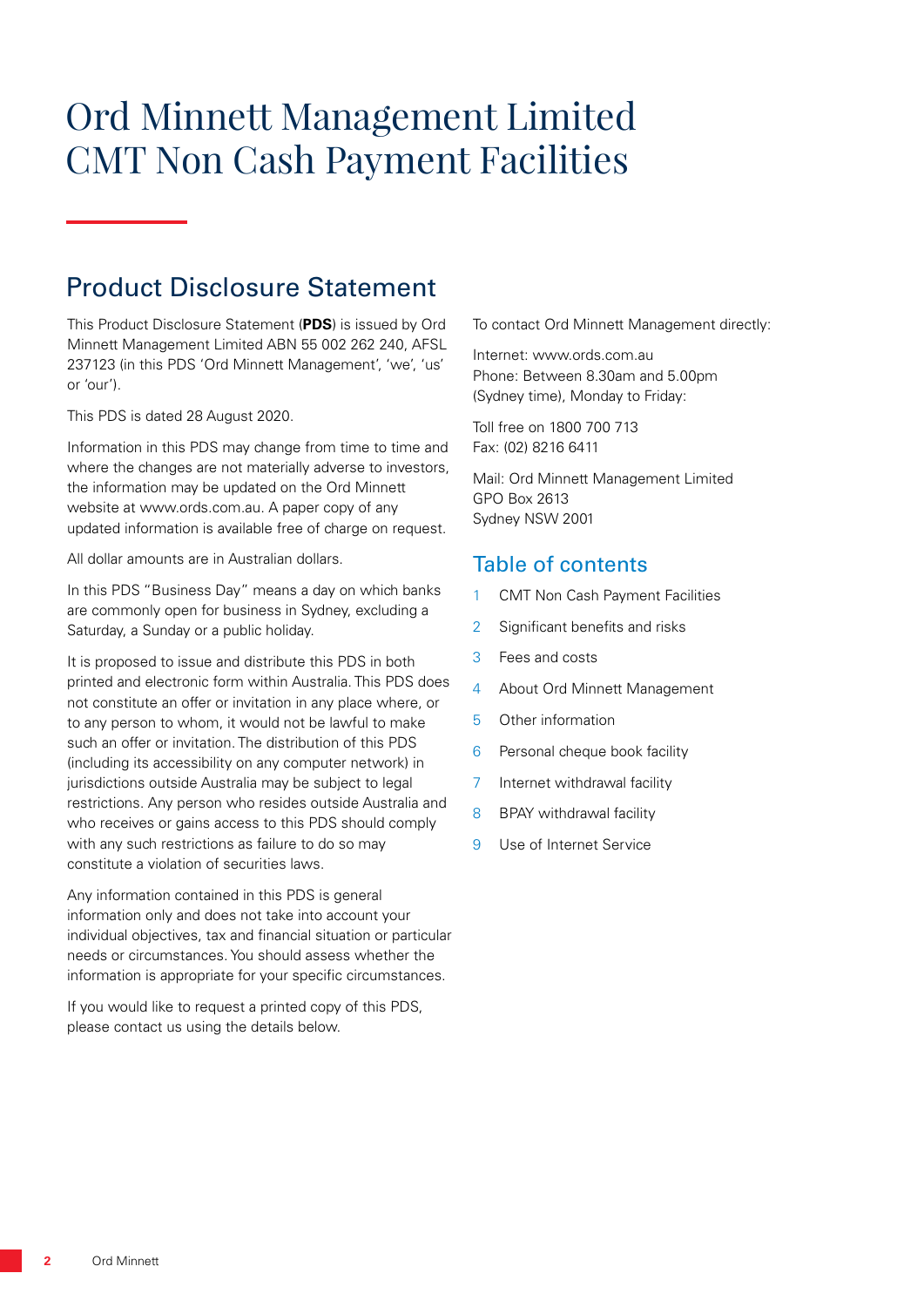# Ord Minnett Management Limited CMT Non Cash Payment Facilities

## Product Disclosure Statement

This Product Disclosure Statement (**PDS**) is issued by Ord Minnett Management Limited ABN 55 002 262 240, AFSL 237123 (in this PDS 'Ord Minnett Management', 'we', 'us' or 'our').

This PDS is dated 28 August 2020.

Information in this PDS may change from time to time and where the changes are not materially adverse to investors, the information may be updated on the Ord Minnett website at www.ords.com.au. A paper copy of any updated information is available free of charge on request.

All dollar amounts are in Australian dollars.

In this PDS "Business Day" means a day on which banks are commonly open for business in Sydney, excluding a Saturday, a Sunday or a public holiday.

It is proposed to issue and distribute this PDS in both printed and electronic form within Australia. This PDS does not constitute an offer or invitation in any place where, or to any person to whom, it would not be lawful to make such an offer or invitation. The distribution of this PDS (including its accessibility on any computer network) in jurisdictions outside Australia may be subject to legal restrictions. Any person who resides outside Australia and who receives or gains access to this PDS should comply with any such restrictions as failure to do so may constitute a violation of securities laws.

Any information contained in this PDS is general information only and does not take into account your individual objectives, tax and financial situation or particular needs or circumstances. You should assess whether the information is appropriate for your specific circumstances.

If you would like to request a printed copy of this PDS, please contact us using the details below.

To contact Ord Minnett Management directly:

Internet: www.ords.com.au
Phone: Between 8.30am and 5.00pm (Sydney time), Monday to Friday:

Toll free on 1800 700 713
Fax: (02) 8216 6411

Mail: Ord Minnett Management Limited
GPO Box 2613
Sydney NSW 2001

## Table of contents

1. CMT Non Cash Payment Facilities
2. Significant benefits and risks
3. Fees and costs
4. About Ord Minnett Management
5. Other information
6. Personal cheque book facility
7. Internet withdrawal facility
8. BPAY withdrawal facility
9. Use of Internet Service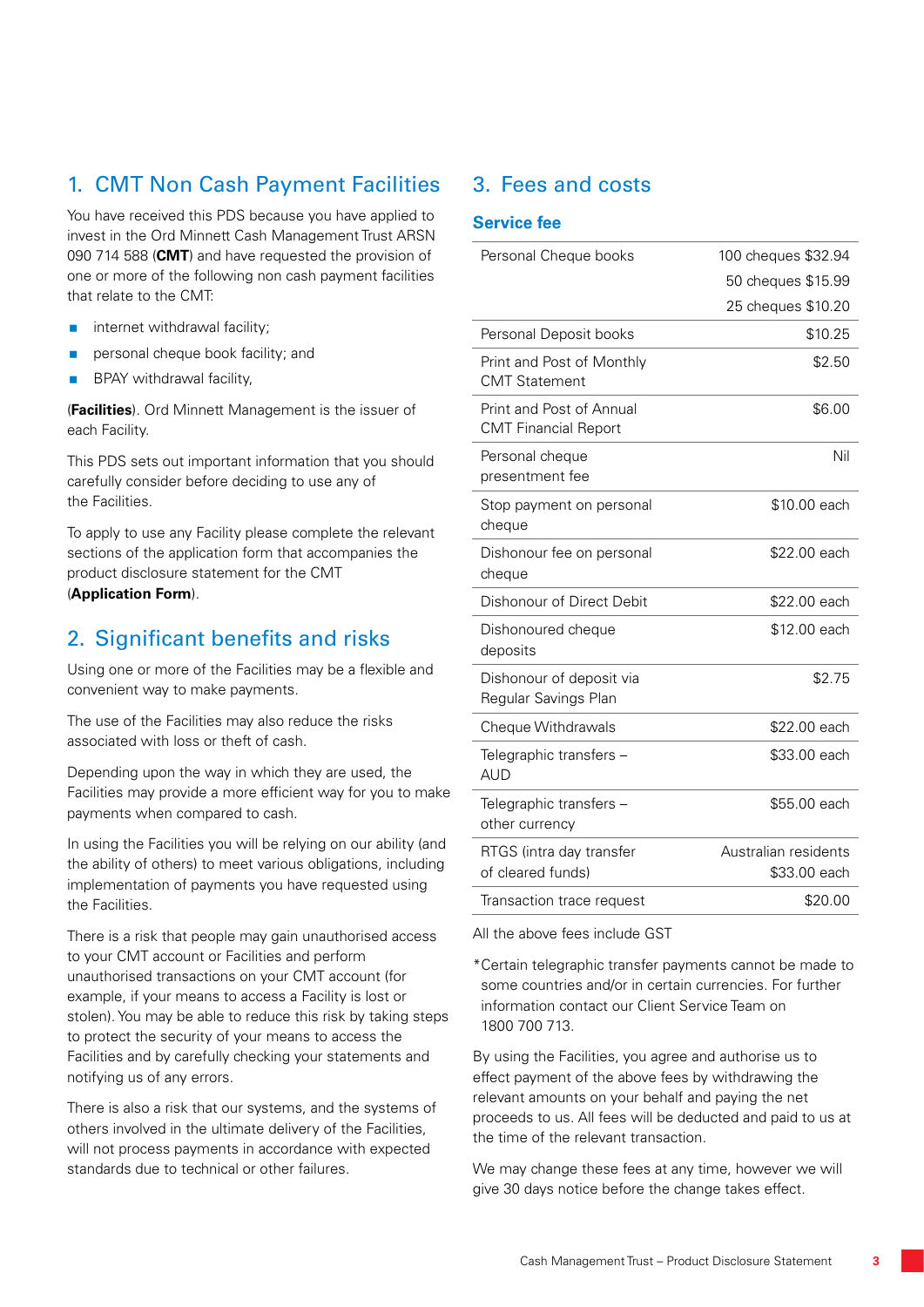## 1. CMT Non Cash Payment Facilities

You have received this PDS because you have applied to invest in the Ord Minnett Cash Management Trust ARSN 090 714 588 (**CMT**) and have requested the provision of one or more of the following non cash payment facilities that relate to the CMT:

- internet withdrawal facility;
- personal cheque book facility; and
- BPAY withdrawal facility,

(**Facilities**). Ord Minnett Management is the issuer of each Facility.

This PDS sets out important information that you should carefully consider before deciding to use any of the Facilities.

To apply to use any Facility please complete the relevant sections of the application form that accompanies the product disclosure statement for the CMT (**Application Form**).

## 2. Significant benefits and risks

Using one or more of the Facilities may be a flexible and convenient way to make payments.

The use of the Facilities may also reduce the risks associated with loss or theft of cash.

Depending upon the way in which they are used, the Facilities may provide a more efficient way for you to make payments when compared to cash.

In using the Facilities you will be relying on our ability (and the ability of others) to meet various obligations, including implementation of payments you have requested using the Facilities.

There is a risk that people may gain unauthorised access to your CMT account or Facilities and perform unauthorised transactions on your CMT account (for example, if your means to access a Facility is lost or stolen). You may be able to reduce this risk by taking steps to protect the security of your means to access the Facilities and by carefully checking your statements and notifying us of any errors.

There is also a risk that our systems, and the systems of others involved in the ultimate delivery of the Facilities, will not process payments in accordance with expected standards due to technical or other failures.

## 3. Fees and costs

### Service fee

| | |
|---|---|
| Personal Cheque books | 100 cheques $32.94<br>50 cheques $15.99<br>25 cheques $10.20 |
| Personal Deposit books | $10.25 |
| Print and Post of Monthly CMT Statement | $2.50 |
| Print and Post of Annual CMT Financial Report | $6.00 |
| Personal cheque presentment fee | Nil |
| Stop payment on personal cheque | $10.00 each |
| Dishonour fee on personal cheque | $22.00 each |
| Dishonour of Direct Debit | $22.00 each |
| Dishonoured cheque deposits | $12.00 each |
| Dishonour of deposit via Regular Savings Plan | $2.75 |
| Cheque Withdrawals | $22.00 each |
| Telegraphic transfers – AUD | $33.00 each |
| Telegraphic transfers – other currency | $55.00 each |
| RTGS (intra day transfer of cleared funds) | Australian residents $33.00 each |
| Transaction trace request | $20.00 |

All the above fees include GST

*Certain telegraphic transfer payments cannot be made to some countries and/or in certain currencies. For further information contact our Client Service Team on 1800 700 713.

By using the Facilities, you agree and authorise us to effect payment of the above fees by withdrawing the relevant amounts on your behalf and paying the net proceeds to us. All fees will be deducted and paid to us at the time of the relevant transaction.

We may change these fees at any time, however we will give 30 days notice before the change takes effect.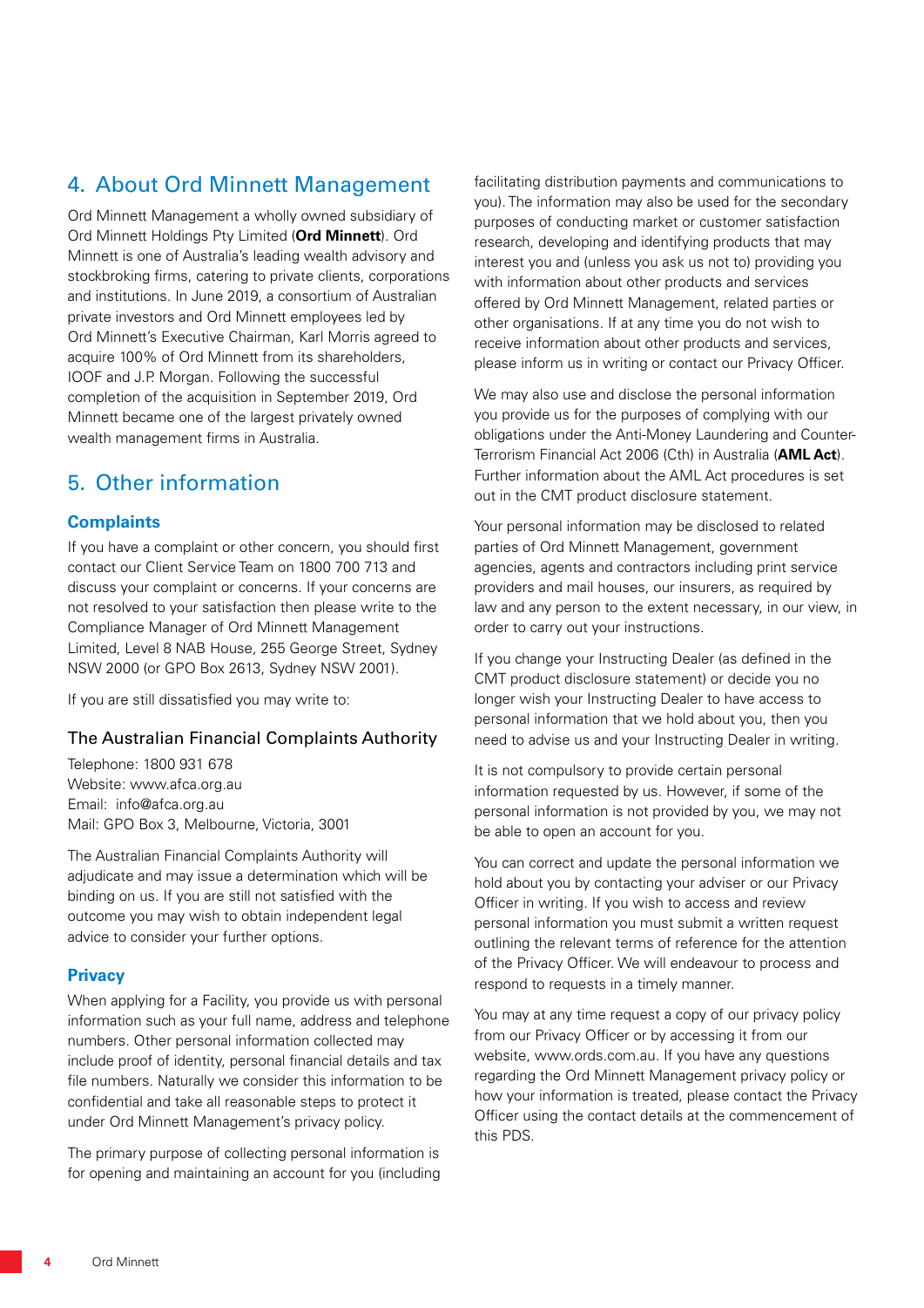## 4. About Ord Minnett Management

Ord Minnett Management a wholly owned subsidiary of Ord Minnett Holdings Pty Limited (**Ord Minnett**). Ord Minnett is one of Australia's leading wealth advisory and stockbroking firms, catering to private clients, corporations and institutions. In June 2019, a consortium of Australian private investors and Ord Minnett employees led by Ord Minnett's Executive Chairman, Karl Morris agreed to acquire 100% of Ord Minnett from its shareholders, IOOF and J.P. Morgan. Following the successful completion of the acquisition in September 2019, Ord Minnett became one of the largest privately owned wealth management firms in Australia.

## 5. Other information

### Complaints

If you have a complaint or other concern, you should first contact our Client Service Team on 1800 700 713 and discuss your complaint or concerns. If your concerns are not resolved to your satisfaction then please write to the Compliance Manager of Ord Minnett Management Limited, Level 8 NAB House, 255 George Street, Sydney NSW 2000 (or GPO Box 2613, Sydney NSW 2001).

If you are still dissatisfied you may write to:

#### The Australian Financial Complaints Authority

Telephone: 1800 931 678
Website: www.afca.org.au
Email: info@afca.org.au
Mail: GPO Box 3, Melbourne, Victoria, 3001

The Australian Financial Complaints Authority will adjudicate and may issue a determination which will be binding on us. If you are still not satisfied with the outcome you may wish to obtain independent legal advice to consider your further options.

### Privacy

When applying for a Facility, you provide us with personal information such as your full name, address and telephone numbers. Other personal information collected may include proof of identity, personal financial details and tax file numbers. Naturally we consider this information to be confidential and take all reasonable steps to protect it under Ord Minnett Management's privacy policy.

The primary purpose of collecting personal information is for opening and maintaining an account for you (including facilitating distribution payments and communications to you). The information may also be used for the secondary purposes of conducting market or customer satisfaction research, developing and identifying products that may interest you and (unless you ask us not to) providing you with information about other products and services offered by Ord Minnett Management, related parties or other organisations. If at any time you do not wish to receive information about other products and services, please inform us in writing or contact our Privacy Officer.

We may also use and disclose the personal information you provide us for the purposes of complying with our obligations under the Anti-Money Laundering and Counter-Terrorism Financial Act 2006 (Cth) in Australia (**AML Act**). Further information about the AML Act procedures is set out in the CMT product disclosure statement.

Your personal information may be disclosed to related parties of Ord Minnett Management, government agencies, agents and contractors including print service providers and mail houses, our insurers, as required by law and any person to the extent necessary, in our view, in order to carry out your instructions.

If you change your Instructing Dealer (as defined in the CMT product disclosure statement) or decide you no longer wish your Instructing Dealer to have access to personal information that we hold about you, then you need to advise us and your Instructing Dealer in writing.

It is not compulsory to provide certain personal information requested by us. However, if some of the personal information is not provided by you, we may not be able to open an account for you.

You can correct and update the personal information we hold about you by contacting your adviser or our Privacy Officer in writing. If you wish to access and review personal information you must submit a written request outlining the relevant terms of reference for the attention of the Privacy Officer. We will endeavour to process and respond to requests in a timely manner.

You may at any time request a copy of our privacy policy from our Privacy Officer or by accessing it from our website, www.ords.com.au. If you have any questions regarding the Ord Minnett Management privacy policy or how your information is treated, please contact the Privacy Officer using the contact details at the commencement of this PDS.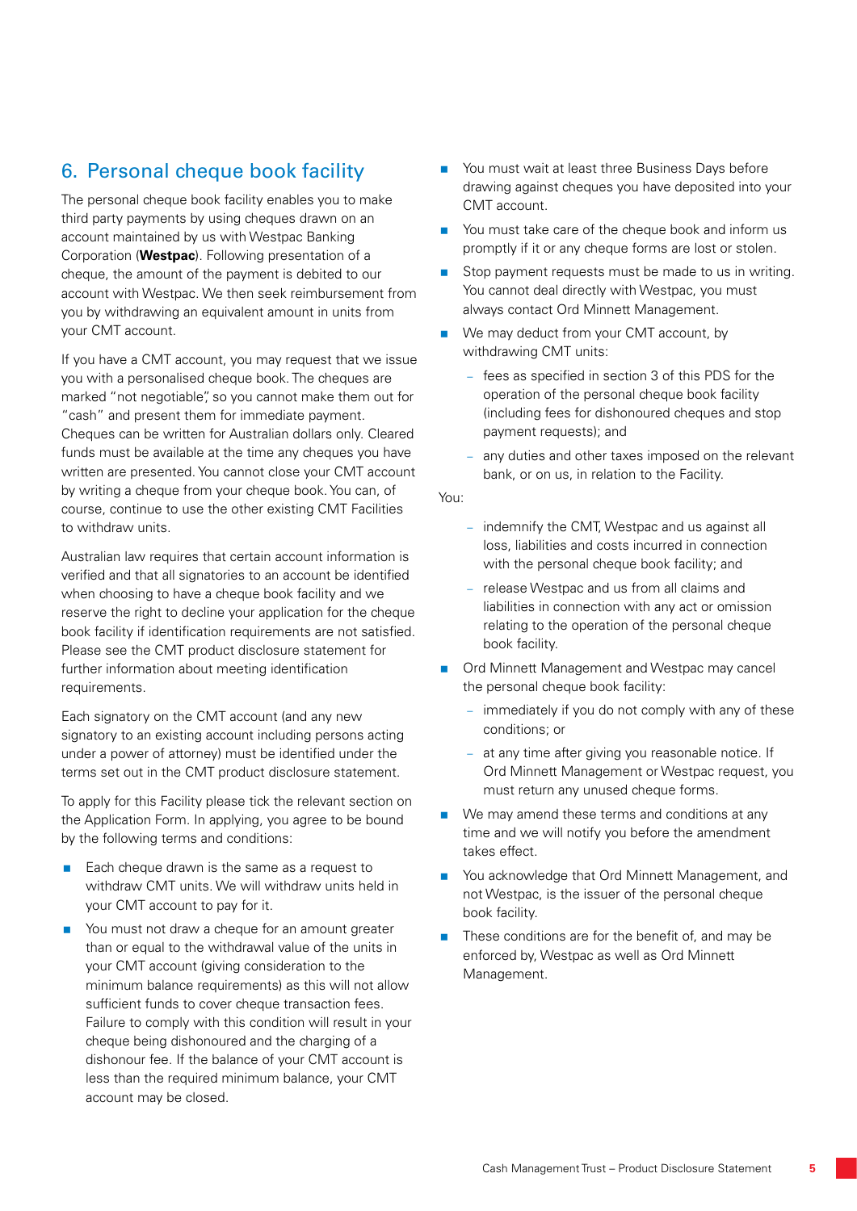## 6. Personal cheque book facility

The personal cheque book facility enables you to make third party payments by using cheques drawn on an account maintained by us with Westpac Banking Corporation (**Westpac**). Following presentation of a cheque, the amount of the payment is debited to our account with Westpac. We then seek reimbursement from you by withdrawing an equivalent amount in units from your CMT account.

If you have a CMT account, you may request that we issue you with a personalised cheque book. The cheques are marked "not negotiable", so you cannot make them out for "cash" and present them for immediate payment. Cheques can be written for Australian dollars only. Cleared funds must be available at the time any cheques you have written are presented. You cannot close your CMT account by writing a cheque from your cheque book. You can, of course, continue to use the other existing CMT Facilities to withdraw units.

Australian law requires that certain account information is verified and that all signatories to an account be identified when choosing to have a cheque book facility and we reserve the right to decline your application for the cheque book facility if identification requirements are not satisfied. Please see the CMT product disclosure statement for further information about meeting identification requirements.

Each signatory on the CMT account (and any new signatory to an existing account including persons acting under a power of attorney) must be identified under the terms set out in the CMT product disclosure statement.

To apply for this Facility please tick the relevant section on the Application Form. In applying, you agree to be bound by the following terms and conditions:

- Each cheque drawn is the same as a request to withdraw CMT units. We will withdraw units held in your CMT account to pay for it.
- You must not draw a cheque for an amount greater than or equal to the withdrawal value of the units in your CMT account (giving consideration to the minimum balance requirements) as this will not allow sufficient funds to cover cheque transaction fees. Failure to comply with this condition will result in your cheque being dishonoured and the charging of a dishonour fee. If the balance of your CMT account is less than the required minimum balance, your CMT account may be closed.
- You must wait at least three Business Days before drawing against cheques you have deposited into your CMT account.
- You must take care of the cheque book and inform us promptly if it or any cheque forms are lost or stolen.
- Stop payment requests must be made to us in writing. You cannot deal directly with Westpac, you must always contact Ord Minnett Management.
- We may deduct from your CMT account, by withdrawing CMT units:
  - fees as specified in section 3 of this PDS for the operation of the personal cheque book facility (including fees for dishonoured cheques and stop payment requests); and
  - any duties and other taxes imposed on the relevant bank, or on us, in relation to the Facility.

You:

  - indemnify the CMT, Westpac and us against all loss, liabilities and costs incurred in connection with the personal cheque book facility; and
  - release Westpac and us from all claims and liabilities in connection with any act or omission relating to the operation of the personal cheque book facility.

- Ord Minnett Management and Westpac may cancel the personal cheque book facility:
  - immediately if you do not comply with any of these conditions; or
  - at any time after giving you reasonable notice. If Ord Minnett Management or Westpac request, you must return any unused cheque forms.
- We may amend these terms and conditions at any time and we will notify you before the amendment takes effect.
- You acknowledge that Ord Minnett Management, and not Westpac, is the issuer of the personal cheque book facility.
- These conditions are for the benefit of, and may be enforced by, Westpac as well as Ord Minnett Management.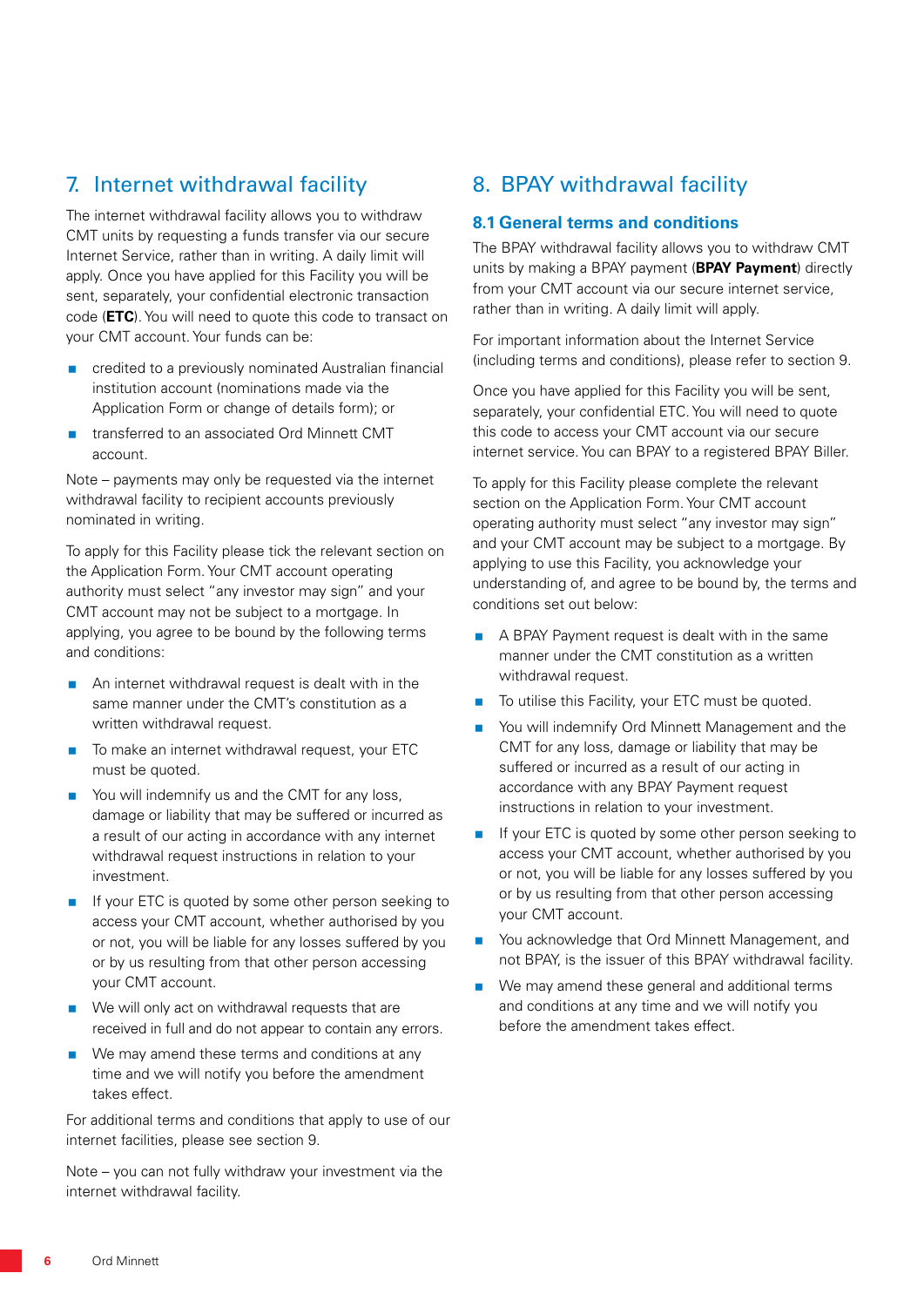## 7. Internet withdrawal facility

The internet withdrawal facility allows you to withdraw CMT units by requesting a funds transfer via our secure Internet Service, rather than in writing. A daily limit will apply. Once you have applied for this Facility you will be sent, separately, your confidential electronic transaction code (**ETC**). You will need to quote this code to transact on your CMT account. Your funds can be:

- credited to a previously nominated Australian financial institution account (nominations made via the Application Form or change of details form); or
- transferred to an associated Ord Minnett CMT account.

Note – payments may only be requested via the internet withdrawal facility to recipient accounts previously nominated in writing.

To apply for this Facility please tick the relevant section on the Application Form. Your CMT account operating authority must select "any investor may sign" and your CMT account may not be subject to a mortgage. In applying, you agree to be bound by the following terms and conditions:

- An internet withdrawal request is dealt with in the same manner under the CMT's constitution as a written withdrawal request.
- To make an internet withdrawal request, your ETC must be quoted.
- You will indemnify us and the CMT for any loss, damage or liability that may be suffered or incurred as a result of our acting in accordance with any internet withdrawal request instructions in relation to your investment.
- If your ETC is quoted by some other person seeking to access your CMT account, whether authorised by you or not, you will be liable for any losses suffered by you or by us resulting from that other person accessing your CMT account.
- We will only act on withdrawal requests that are received in full and do not appear to contain any errors.
- We may amend these terms and conditions at any time and we will notify you before the amendment takes effect.

For additional terms and conditions that apply to use of our internet facilities, please see section 9.

Note – you can not fully withdraw your investment via the internet withdrawal facility.

## 8. BPAY withdrawal facility

### 8.1 General terms and conditions

The BPAY withdrawal facility allows you to withdraw CMT units by making a BPAY payment (**BPAY Payment**) directly from your CMT account via our secure internet service, rather than in writing. A daily limit will apply.

For important information about the Internet Service (including terms and conditions), please refer to section 9.

Once you have applied for this Facility you will be sent, separately, your confidential ETC. You will need to quote this code to access your CMT account via our secure internet service. You can BPAY to a registered BPAY Biller.

To apply for this Facility please complete the relevant section on the Application Form. Your CMT account operating authority must select "any investor may sign" and your CMT account may be subject to a mortgage. By applying to use this Facility, you acknowledge your understanding of, and agree to be bound by, the terms and conditions set out below:

- A BPAY Payment request is dealt with in the same manner under the CMT constitution as a written withdrawal request.
- To utilise this Facility, your ETC must be quoted.
- You will indemnify Ord Minnett Management and the CMT for any loss, damage or liability that may be suffered or incurred as a result of our acting in accordance with any BPAY Payment request instructions in relation to your investment.
- If your ETC is quoted by some other person seeking to access your CMT account, whether authorised by you or not, you will be liable for any losses suffered by you or by us resulting from that other person accessing your CMT account.
- You acknowledge that Ord Minnett Management, and not BPAY, is the issuer of this BPAY withdrawal facility.
- We may amend these general and additional terms and conditions at any time and we will notify you before the amendment takes effect.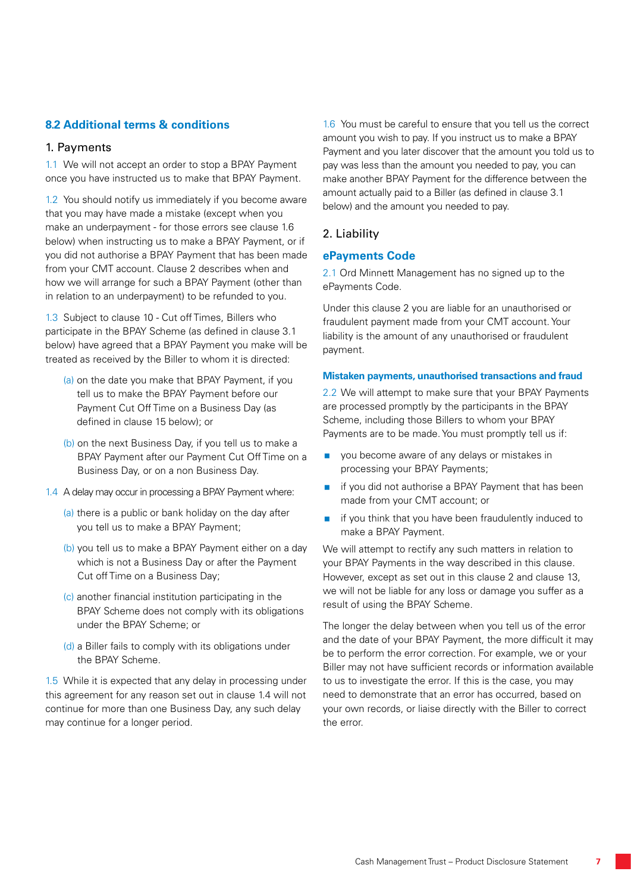## 8.2 Additional terms & conditions

### 1. Payments

1.1 We will not accept an order to stop a BPAY Payment once you have instructed us to make that BPAY Payment.

1.2 You should notify us immediately if you become aware that you may have made a mistake (except when you make an underpayment - for those errors see clause 1.6 below) when instructing us to make a BPAY Payment, or if you did not authorise a BPAY Payment that has been made from your CMT account. Clause 2 describes when and how we will arrange for such a BPAY Payment (other than in relation to an underpayment) to be refunded to you.

1.3 Subject to clause 10 - Cut off Times, Billers who participate in the BPAY Scheme (as defined in clause 3.1 below) have agreed that a BPAY Payment you make will be treated as received by the Biller to whom it is directed:

- (a) on the date you make that BPAY Payment, if you tell us to make the BPAY Payment before our Payment Cut Off Time on a Business Day (as defined in clause 15 below); or
- (b) on the next Business Day, if you tell us to make a BPAY Payment after our Payment Cut Off Time on a Business Day, or on a non Business Day.

1.4 A delay may occur in processing a BPAY Payment where:

- (a) there is a public or bank holiday on the day after you tell us to make a BPAY Payment;
- (b) you tell us to make a BPAY Payment either on a day which is not a Business Day or after the Payment Cut off Time on a Business Day;
- (c) another financial institution participating in the BPAY Scheme does not comply with its obligations under the BPAY Scheme; or
- (d) a Biller fails to comply with its obligations under the BPAY Scheme.

1.5 While it is expected that any delay in processing under this agreement for any reason set out in clause 1.4 will not continue for more than one Business Day, any such delay may continue for a longer period.

1.6 You must be careful to ensure that you tell us the correct amount you wish to pay. If you instruct us to make a BPAY Payment and you later discover that the amount you told us to pay was less than the amount you needed to pay, you can make another BPAY Payment for the difference between the amount actually paid to a Biller (as defined in clause 3.1 below) and the amount you needed to pay.

### 2. Liability

#### ePayments Code

2.1 Ord Minnett Management has no signed up to the ePayments Code.

Under this clause 2 you are liable for an unauthorised or fraudulent payment made from your CMT account. Your liability is the amount of any unauthorised or fraudulent payment.

#### Mistaken payments, unauthorised transactions and fraud

2.2 We will attempt to make sure that your BPAY Payments are processed promptly by the participants in the BPAY Scheme, including those Billers to whom your BPAY Payments are to be made. You must promptly tell us if:

- you become aware of any delays or mistakes in processing your BPAY Payments;
- if you did not authorise a BPAY Payment that has been made from your CMT account; or
- if you think that you have been fraudulently induced to make a BPAY Payment.

We will attempt to rectify any such matters in relation to your BPAY Payments in the way described in this clause. However, except as set out in this clause 2 and clause 13, we will not be liable for any loss or damage you suffer as a result of using the BPAY Scheme.

The longer the delay between when you tell us of the error and the date of your BPAY Payment, the more difficult it may be to perform the error correction. For example, we or your Biller may not have sufficient records or information available to us to investigate the error. If this is the case, you may need to demonstrate that an error has occurred, based on your own records, or liaise directly with the Biller to correct the error.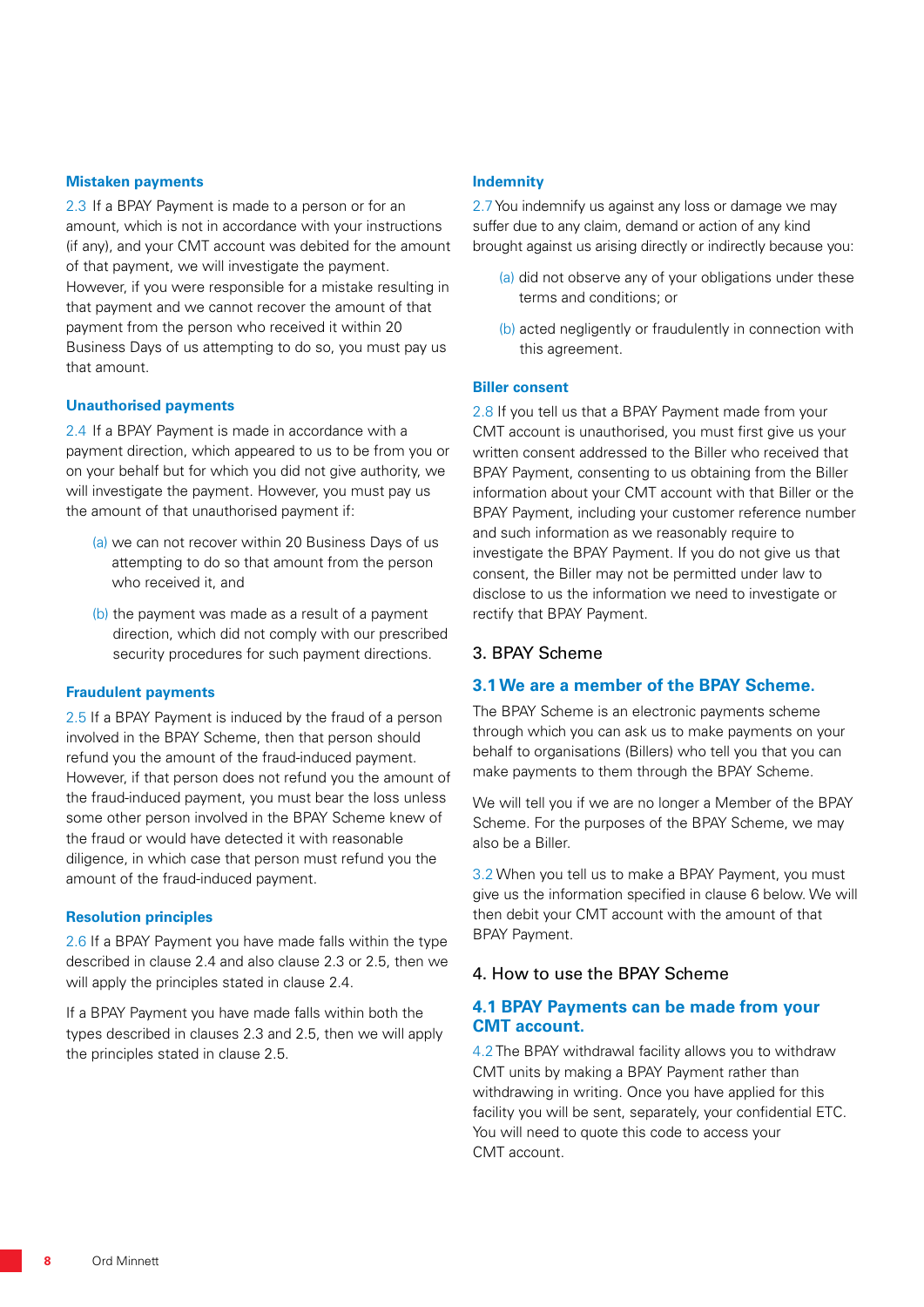### Mistaken payments

2.3 If a BPAY Payment is made to a person or for an amount, which is not in accordance with your instructions (if any), and your CMT account was debited for the amount of that payment, we will investigate the payment. However, if you were responsible for a mistake resulting in that payment and we cannot recover the amount of that payment from the person who received it within 20 Business Days of us attempting to do so, you must pay us that amount.

### Unauthorised payments

2.4 If a BPAY Payment is made in accordance with a payment direction, which appeared to us to be from you or on your behalf but for which you did not give authority, we will investigate the payment. However, you must pay us the amount of that unauthorised payment if:

(a) we can not recover within 20 Business Days of us attempting to do so that amount from the person who received it, and

(b) the payment was made as a result of a payment direction, which did not comply with our prescribed security procedures for such payment directions.

### Fraudulent payments

2.5 If a BPAY Payment is induced by the fraud of a person involved in the BPAY Scheme, then that person should refund you the amount of the fraud-induced payment. However, if that person does not refund you the amount of the fraud-induced payment, you must bear the loss unless some other person involved in the BPAY Scheme knew of the fraud or would have detected it with reasonable diligence, in which case that person must refund you the amount of the fraud-induced payment.

### Resolution principles

2.6 If a BPAY Payment you have made falls within the type described in clause 2.4 and also clause 2.3 or 2.5, then we will apply the principles stated in clause 2.4.

If a BPAY Payment you have made falls within both the types described in clauses 2.3 and 2.5, then we will apply the principles stated in clause 2.5.

### Indemnity

2.7 You indemnify us against any loss or damage we may suffer due to any claim, demand or action of any kind brought against us arising directly or indirectly because you:

(a) did not observe any of your obligations under these terms and conditions; or

(b) acted negligently or fraudulently in connection with this agreement.

### Biller consent

2.8 If you tell us that a BPAY Payment made from your CMT account is unauthorised, you must first give us your written consent addressed to the Biller who received that BPAY Payment, consenting to us obtaining from the Biller information about your CMT account with that Biller or the BPAY Payment, including your customer reference number and such information as we reasonably require to investigate the BPAY Payment. If you do not give us that consent, the Biller may not be permitted under law to disclose to us the information we need to investigate or rectify that BPAY Payment.

## 3. BPAY Scheme

### 3.1 We are a member of the BPAY Scheme.

The BPAY Scheme is an electronic payments scheme through which you can ask us to make payments on your behalf to organisations (Billers) who tell you that you can make payments to them through the BPAY Scheme.

We will tell you if we are no longer a Member of the BPAY Scheme. For the purposes of the BPAY Scheme, we may also be a Biller.

3.2 When you tell us to make a BPAY Payment, you must give us the information specified in clause 6 below. We will then debit your CMT account with the amount of that BPAY Payment.

## 4. How to use the BPAY Scheme

### 4.1 BPAY Payments can be made from your CMT account.

4.2 The BPAY withdrawal facility allows you to withdraw CMT units by making a BPAY Payment rather than withdrawing in writing. Once you have applied for this facility you will be sent, separately, your confidential ETC. You will need to quote this code to access your CMT account.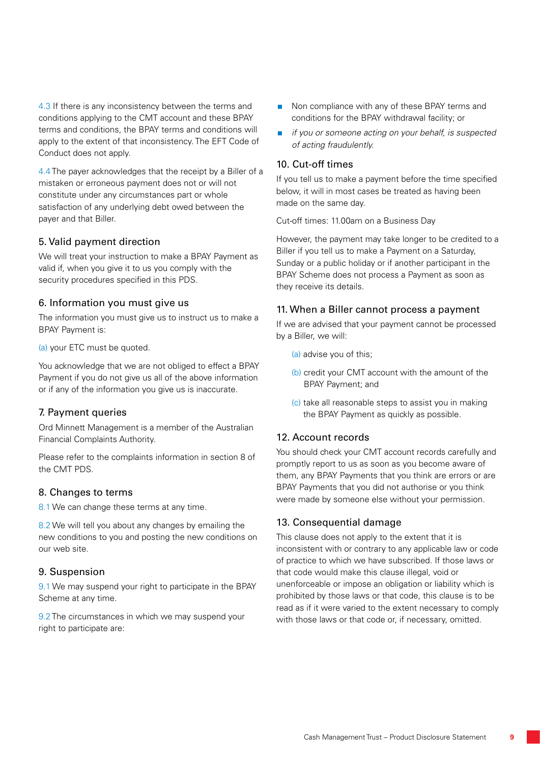4.3 If there is any inconsistency between the terms and conditions applying to the CMT account and these BPAY terms and conditions, the BPAY terms and conditions will apply to the extent of that inconsistency. The EFT Code of Conduct does not apply.

4.4 The payer acknowledges that the receipt by a Biller of a mistaken or erroneous payment does not or will not constitute under any circumstances part or whole satisfaction of any underlying debt owed between the payer and that Biller.

## 5. Valid payment direction

We will treat your instruction to make a BPAY Payment as valid if, when you give it to us you comply with the security procedures specified in this PDS.

## 6. Information you must give us

The information you must give us to instruct us to make a BPAY Payment is:

(a) your ETC must be quoted.

You acknowledge that we are not obliged to effect a BPAY Payment if you do not give us all of the above information or if any of the information you give us is inaccurate.

## 7. Payment queries

Ord Minnett Management is a member of the Australian Financial Complaints Authority.

Please refer to the complaints information in section 8 of the CMT PDS.

## 8. Changes to terms

8.1 We can change these terms at any time.

8.2 We will tell you about any changes by emailing the new conditions to you and posting the new conditions on our web site.

## 9. Suspension

9.1 We may suspend your right to participate in the BPAY Scheme at any time.

9.2 The circumstances in which we may suspend your right to participate are:

- Non compliance with any of these BPAY terms and conditions for the BPAY withdrawal facility; or
- *if you or someone acting on your behalf, is suspected of acting fraudulently.*

## 10. Cut-off times

If you tell us to make a payment before the time specified below, it will in most cases be treated as having been made on the same day.

Cut-off times: 11.00am on a Business Day

However, the payment may take longer to be credited to a Biller if you tell us to make a Payment on a Saturday, Sunday or a public holiday or if another participant in the BPAY Scheme does not process a Payment as soon as they receive its details.

## 11. When a Biller cannot process a payment

If we are advised that your payment cannot be processed by a Biller, we will:

(a) advise you of this;

(b) credit your CMT account with the amount of the BPAY Payment; and

(c) take all reasonable steps to assist you in making the BPAY Payment as quickly as possible.

## 12. Account records

You should check your CMT account records carefully and promptly report to us as soon as you become aware of them, any BPAY Payments that you think are errors or are BPAY Payments that you did not authorise or you think were made by someone else without your permission.

## 13. Consequential damage

This clause does not apply to the extent that it is inconsistent with or contrary to any applicable law or code of practice to which we have subscribed. If those laws or that code would make this clause illegal, void or unenforceable or impose an obligation or liability which is prohibited by those laws or that code, this clause is to be read as if it were varied to the extent necessary to comply with those laws or that code or, if necessary, omitted.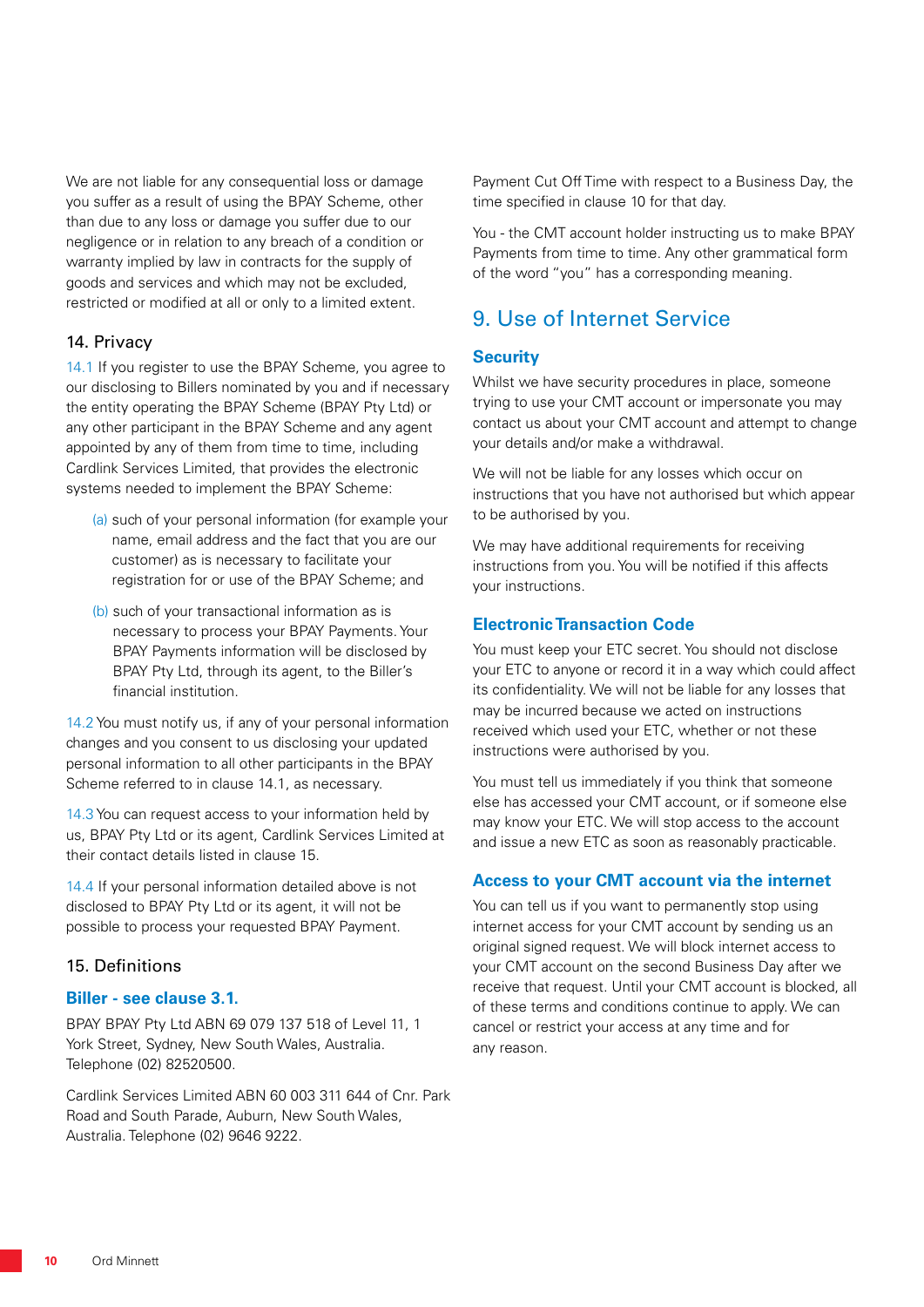We are not liable for any consequential loss or damage you suffer as a result of using the BPAY Scheme, other than due to any loss or damage you suffer due to our negligence or in relation to any breach of a condition or warranty implied by law in contracts for the supply of goods and services and which may not be excluded, restricted or modified at all or only to a limited extent.

### 14. Privacy

14.1 If you register to use the BPAY Scheme, you agree to our disclosing to Billers nominated by you and if necessary the entity operating the BPAY Scheme (BPAY Pty Ltd) or any other participant in the BPAY Scheme and any agent appointed by any of them from time to time, including Cardlink Services Limited, that provides the electronic systems needed to implement the BPAY Scheme:

(a) such of your personal information (for example your name, email address and the fact that you are our customer) as is necessary to facilitate your registration for or use of the BPAY Scheme; and

(b) such of your transactional information as is necessary to process your BPAY Payments. Your BPAY Payments information will be disclosed by BPAY Pty Ltd, through its agent, to the Biller's financial institution.

14.2 You must notify us, if any of your personal information changes and you consent to us disclosing your updated personal information to all other participants in the BPAY Scheme referred to in clause 14.1, as necessary.

14.3 You can request access to your information held by us, BPAY Pty Ltd or its agent, Cardlink Services Limited at their contact details listed in clause 15.

14.4 If your personal information detailed above is not disclosed to BPAY Pty Ltd or its agent, it will not be possible to process your requested BPAY Payment.

### 15. Definitions

**Biller - see clause 3.1.**

BPAY BPAY Pty Ltd ABN 69 079 137 518 of Level 11, 1 York Street, Sydney, New South Wales, Australia. Telephone (02) 82520500.

Cardlink Services Limited ABN 60 003 311 644 of Cnr. Park Road and South Parade, Auburn, New South Wales, Australia. Telephone (02) 9646 9222.

Payment Cut Off Time with respect to a Business Day, the time specified in clause 10 for that day.

You - the CMT account holder instructing us to make BPAY Payments from time to time. Any other grammatical form of the word "you" has a corresponding meaning.

## 9. Use of Internet Service

### Security

Whilst we have security procedures in place, someone trying to use your CMT account or impersonate you may contact us about your CMT account and attempt to change your details and/or make a withdrawal.

We will not be liable for any losses which occur on instructions that you have not authorised but which appear to be authorised by you.

We may have additional requirements for receiving instructions from you. You will be notified if this affects your instructions.

### Electronic Transaction Code

You must keep your ETC secret. You should not disclose your ETC to anyone or record it in a way which could affect its confidentiality. We will not be liable for any losses that may be incurred because we acted on instructions received which used your ETC, whether or not these instructions were authorised by you.

You must tell us immediately if you think that someone else has accessed your CMT account, or if someone else may know your ETC. We will stop access to the account and issue a new ETC as soon as reasonably practicable.

### Access to your CMT account via the internet

You can tell us if you want to permanently stop using internet access for your CMT account by sending us an original signed request. We will block internet access to your CMT account on the second Business Day after we receive that request. Until your CMT account is blocked, all of these terms and conditions continue to apply. We can cancel or restrict your access at any time and for any reason.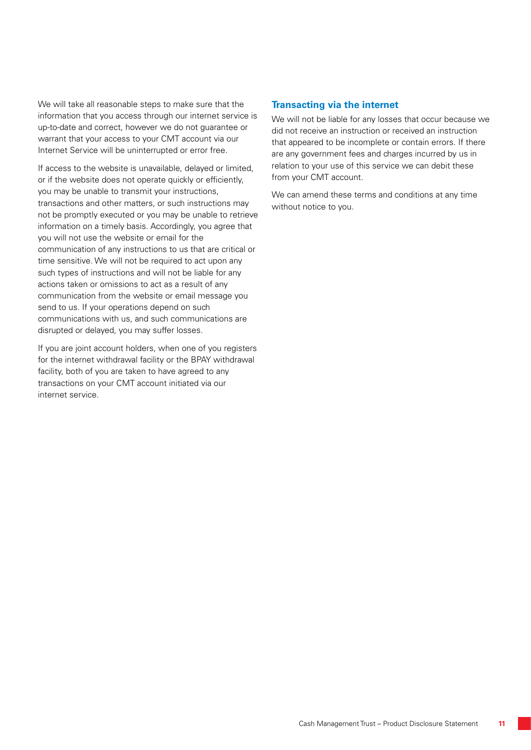We will take all reasonable steps to make sure that the information that you access through our internet service is up-to-date and correct, however we do not guarantee or warrant that your access to your CMT account via our Internet Service will be uninterrupted or error free.

If access to the website is unavailable, delayed or limited, or if the website does not operate quickly or efficiently, you may be unable to transmit your instructions, transactions and other matters, or such instructions may not be promptly executed or you may be unable to retrieve information on a timely basis. Accordingly, you agree that you will not use the website or email for the communication of any instructions to us that are critical or time sensitive. We will not be required to act upon any such types of instructions and will not be liable for any actions taken or omissions to act as a result of any communication from the website or email message you send to us. If your operations depend on such communications with us, and such communications are disrupted or delayed, you may suffer losses.

If you are joint account holders, when one of you registers for the internet withdrawal facility or the BPAY withdrawal facility, both of you are taken to have agreed to any transactions on your CMT account initiated via our internet service.

### Transacting via the internet

We will not be liable for any losses that occur because we did not receive an instruction or received an instruction that appeared to be incomplete or contain errors. If there are any government fees and charges incurred by us in relation to your use of this service we can debit these from your CMT account.

We can amend these terms and conditions at any time without notice to you.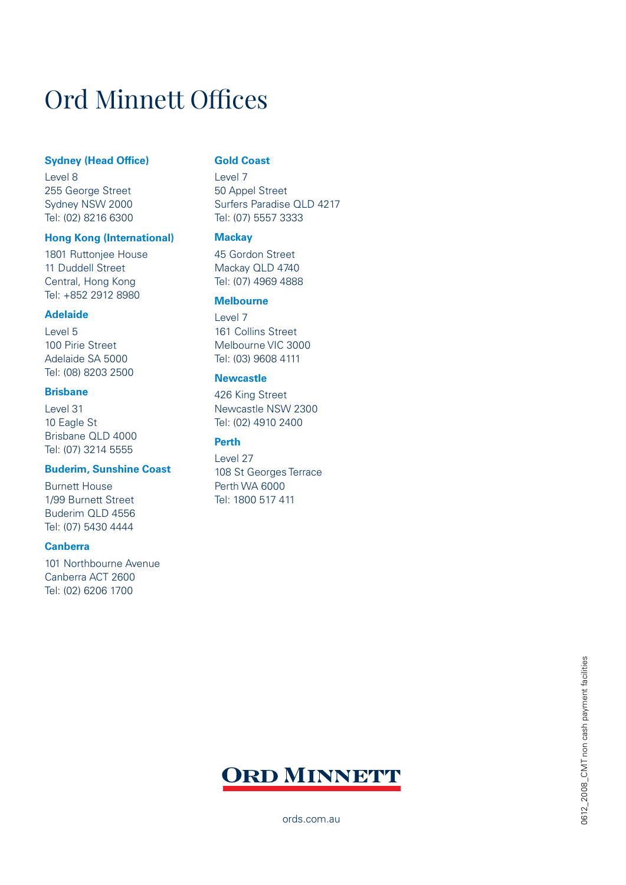# Ord Minnett Offices

**Sydney (Head Office)**
Level 8
255 George Street
Sydney NSW 2000
Tel: (02) 8216 6300

**Hong Kong (International)**
1801 Ruttonjee House
11 Duddell Street
Central, Hong Kong
Tel: +852 2912 8980

**Adelaide**
Level 5
100 Pirie Street
Adelaide SA 5000
Tel: (08) 8203 2500

**Brisbane**
Level 31
10 Eagle St
Brisbane QLD 4000
Tel: (07) 3214 5555

**Buderim, Sunshine Coast**
Burnett House
1/99 Burnett Street
Buderim QLD 4556
Tel: (07) 5430 4444

**Canberra**
101 Northbourne Avenue
Canberra ACT 2600
Tel: (02) 6206 1700

**Gold Coast**
Level 7
50 Appel Street
Surfers Paradise QLD 4217
Tel: (07) 5557 3333

**Mackay**
45 Gordon Street
Mackay QLD 4740
Tel: (07) 4969 4888

**Melbourne**
Level 7
161 Collins Street
Melbourne VIC 3000
Tel: (03) 9608 4111

**Newcastle**
426 King Street
Newcastle NSW 2300
Tel: (02) 4910 2400

**Perth**
Level 27
108 St Georges Terrace
Perth WA 6000
Tel: 1800 517 411

ORD MINNETT

ords.com.au

0612_2008_CMT non cash payment facilities